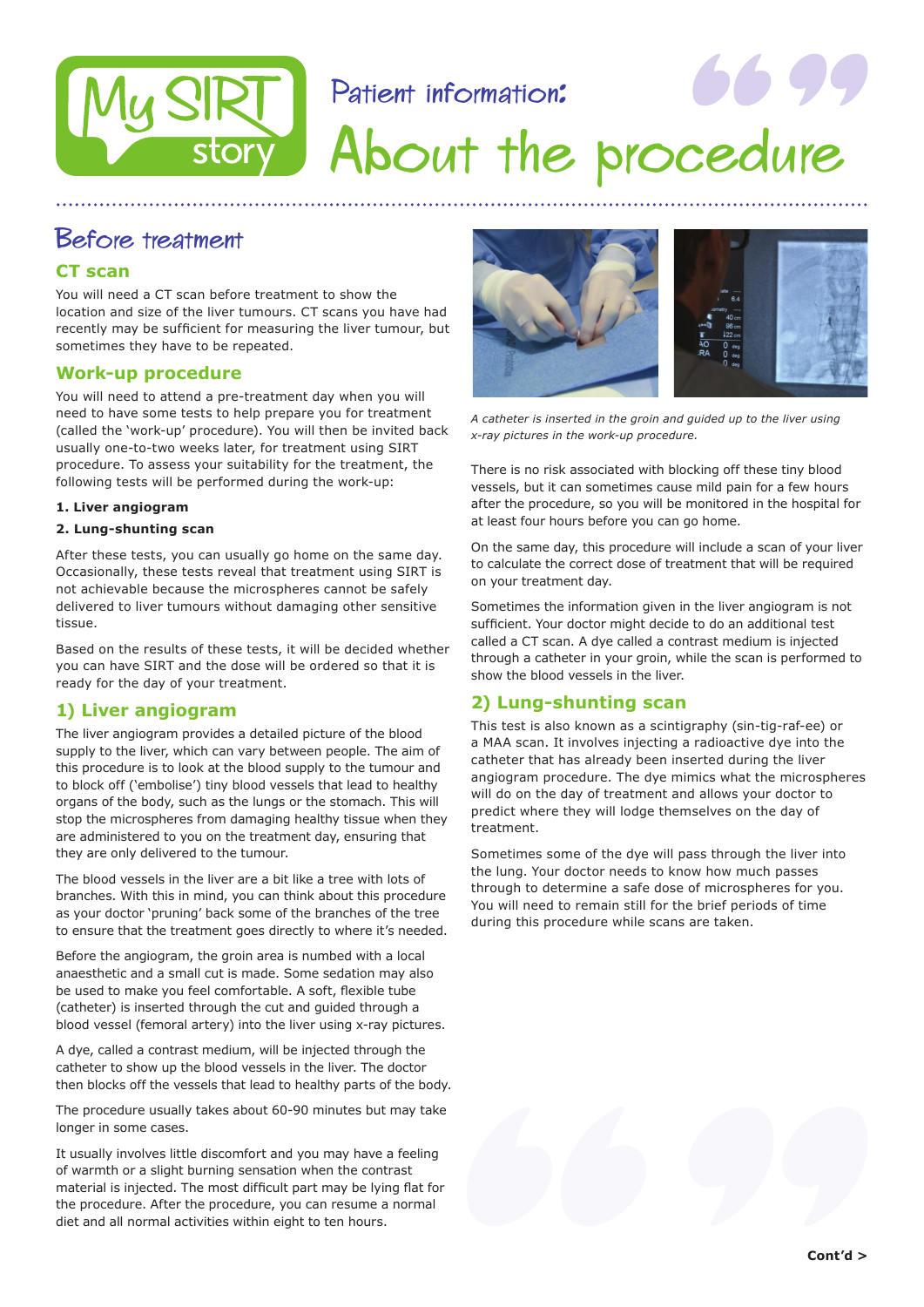My SIRT story

Patient information:

# About the procedure

## Before treatment

### CT scan

You will need a CT scan before treatment to show the location and size of the liver tumours. CT scans you have had recently may be sufficient for measuring the liver tumour, but sometimes they have to be repeated.

### Work-up procedure

You will need to attend a pre-treatment day when you will need to have some tests to help prepare you for treatment (called the 'work-up' procedure). You will then be invited back usually one-to-two weeks later, for treatment using SIRT procedure. To assess your suitability for the treatment, the following tests will be performed during the work-up:

**1. Liver angiogram**

**2. Lung-shunting scan**

After these tests, you can usually go home on the same day. Occasionally, these tests reveal that treatment using SIRT is not achievable because the microspheres cannot be safely delivered to liver tumours without damaging other sensitive tissue.

Based on the results of these tests, it will be decided whether you can have SIRT and the dose will be ordered so that it is ready for the day of your treatment.

### 1) Liver angiogram

The liver angiogram provides a detailed picture of the blood supply to the liver, which can vary between people. The aim of this procedure is to look at the blood supply to the tumour and to block off ('embolise') tiny blood vessels that lead to healthy organs of the body, such as the lungs or the stomach. This will stop the microspheres from damaging healthy tissue when they are administered to you on the treatment day, ensuring that they are only delivered to the tumour.

The blood vessels in the liver are a bit like a tree with lots of branches. With this in mind, you can think about this procedure as your doctor 'pruning' back some of the branches of the tree to ensure that the treatment goes directly to where it's needed.

Before the angiogram, the groin area is numbed with a local anaesthetic and a small cut is made. Some sedation may also be used to make you feel comfortable. A soft, flexible tube (catheter) is inserted through the cut and guided through a blood vessel (femoral artery) into the liver using x-ray pictures.

A dye, called a contrast medium, will be injected through the catheter to show up the blood vessels in the liver. The doctor then blocks off the vessels that lead to healthy parts of the body.

The procedure usually takes about 60-90 minutes but may take longer in some cases.

It usually involves little discomfort and you may have a feeling of warmth or a slight burning sensation when the contrast material is injected. The most difficult part may be lying flat for the procedure. After the procedure, you can resume a normal diet and all normal activities within eight to ten hours.

*A catheter is inserted in the groin and guided up to the liver using x-ray pictures in the work-up procedure.*

There is no risk associated with blocking off these tiny blood vessels, but it can sometimes cause mild pain for a few hours after the procedure, so you will be monitored in the hospital for at least four hours before you can go home.

On the same day, this procedure will include a scan of your liver to calculate the correct dose of treatment that will be required on your treatment day.

Sometimes the information given in the liver angiogram is not sufficient. Your doctor might decide to do an additional test called a CT scan. A dye called a contrast medium is injected through a catheter in your groin, while the scan is performed to show the blood vessels in the liver.

### 2) Lung-shunting scan

This test is also known as a scintigraphy (sin-tig-raf-ee) or a MAA scan. It involves injecting a radioactive dye into the catheter that has already been inserted during the liver angiogram procedure. The dye mimics what the microspheres will do on the day of treatment and allows your doctor to predict where they will lodge themselves on the day of treatment.

Sometimes some of the dye will pass through the liver into the lung. Your doctor needs to know how much passes through to determine a safe dose of microspheres for you. You will need to remain still for the brief periods of time during this procedure while scans are taken.

**Cont'd >**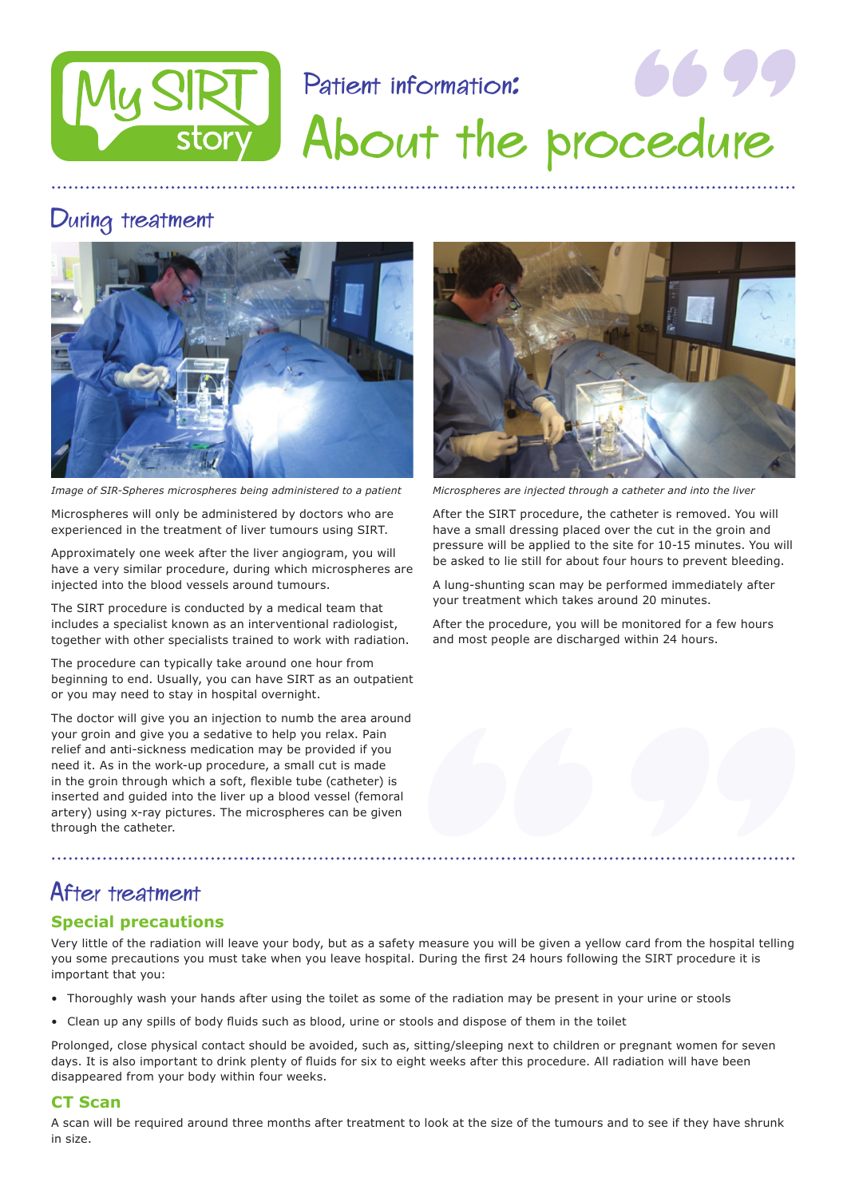My SIRT story

Patient information:

# About the procedure

## During treatment

*Image of SIR-Spheres microspheres being administered to a patient*

*Microspheres are injected through a catheter and into the liver*

Microspheres will only be administered by doctors who are experienced in the treatment of liver tumours using SIRT.

Approximately one week after the liver angiogram, you will have a very similar procedure, during which microspheres are injected into the blood vessels around tumours.

The SIRT procedure is conducted by a medical team that includes a specialist known as an interventional radiologist, together with other specialists trained to work with radiation.

The procedure can typically take around one hour from beginning to end. Usually, you can have SIRT as an outpatient or you may need to stay in hospital overnight.

The doctor will give you an injection to numb the area around your groin and give you a sedative to help you relax. Pain relief and anti-sickness medication may be provided if you need it. As in the work-up procedure, a small cut is made in the groin through which a soft, flexible tube (catheter) is inserted and guided into the liver up a blood vessel (femoral artery) using x-ray pictures. The microspheres can be given through the catheter.

After the SIRT procedure, the catheter is removed. You will have a small dressing placed over the cut in the groin and pressure will be applied to the site for 10-15 minutes. You will be asked to lie still for about four hours to prevent bleeding.

A lung-shunting scan may be performed immediately after your treatment which takes around 20 minutes.

After the procedure, you will be monitored for a few hours and most people are discharged within 24 hours.

## After treatment

### Special precautions

Very little of the radiation will leave your body, but as a safety measure you will be given a yellow card from the hospital telling you some precautions you must take when you leave hospital. During the first 24 hours following the SIRT procedure it is important that you:

- Thoroughly wash your hands after using the toilet as some of the radiation may be present in your urine or stools
- Clean up any spills of body fluids such as blood, urine or stools and dispose of them in the toilet

Prolonged, close physical contact should be avoided, such as, sitting/sleeping next to children or pregnant women for seven days. It is also important to drink plenty of fluids for six to eight weeks after this procedure. All radiation will have been disappeared from your body within four weeks.

### CT Scan

A scan will be required around three months after treatment to look at the size of the tumours and to see if they have shrunk in size.